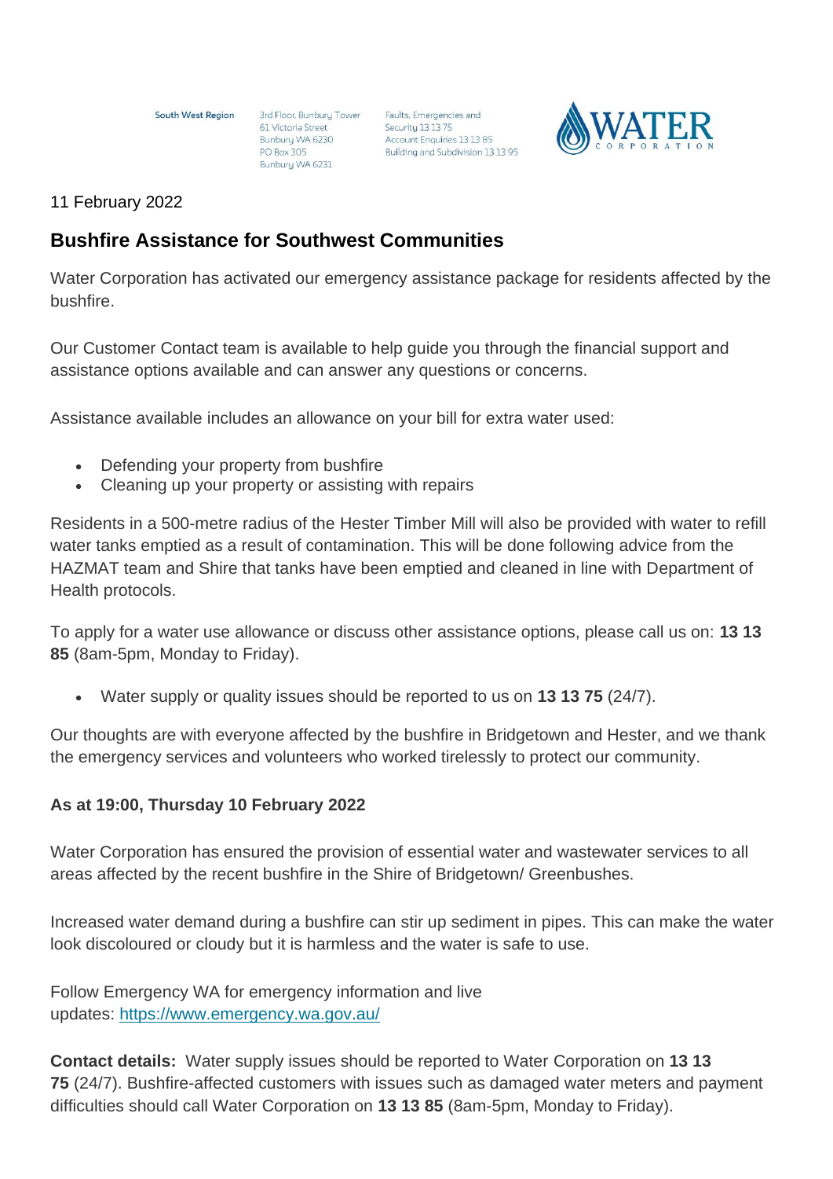South West Region

3rd Floor, Bunbury Tower
61 Victoria Street
Bunbury WA 6230
PO Box 305
Bunbury WA 6231

Faults, Emergencies and Security 13 13 75
Account Enquiries 13 13 85
Building and Subdivision 13 13 95

11 February 2022

## Bushfire Assistance for Southwest Communities

Water Corporation has activated our emergency assistance package for residents affected by the bushfire.

Our Customer Contact team is available to help guide you through the financial support and assistance options available and can answer any questions or concerns.

Assistance available includes an allowance on your bill for extra water used:

- Defending your property from bushfire
- Cleaning up your property or assisting with repairs

Residents in a 500-metre radius of the Hester Timber Mill will also be provided with water to refill water tanks emptied as a result of contamination. This will be done following advice from the HAZMAT team and Shire that tanks have been emptied and cleaned in line with Department of Health protocols.

To apply for a water use allowance or discuss other assistance options, please call us on: **13 13 85** (8am-5pm, Monday to Friday).

- Water supply or quality issues should be reported to us on **13 13 75** (24/7).

Our thoughts are with everyone affected by the bushfire in Bridgetown and Hester, and we thank the emergency services and volunteers who worked tirelessly to protect our community.

**As at 19:00, Thursday 10 February 2022**

Water Corporation has ensured the provision of essential water and wastewater services to all areas affected by the recent bushfire in the Shire of Bridgetown/ Greenbushes.

Increased water demand during a bushfire can stir up sediment in pipes. This can make the water look discoloured or cloudy but it is harmless and the water is safe to use.

Follow Emergency WA for emergency information and live updates: https://www.emergency.wa.gov.au/

**Contact details:** Water supply issues should be reported to Water Corporation on **13 13 75** (24/7). Bushfire-affected customers with issues such as damaged water meters and payment difficulties should call Water Corporation on **13 13 85** (8am-5pm, Monday to Friday).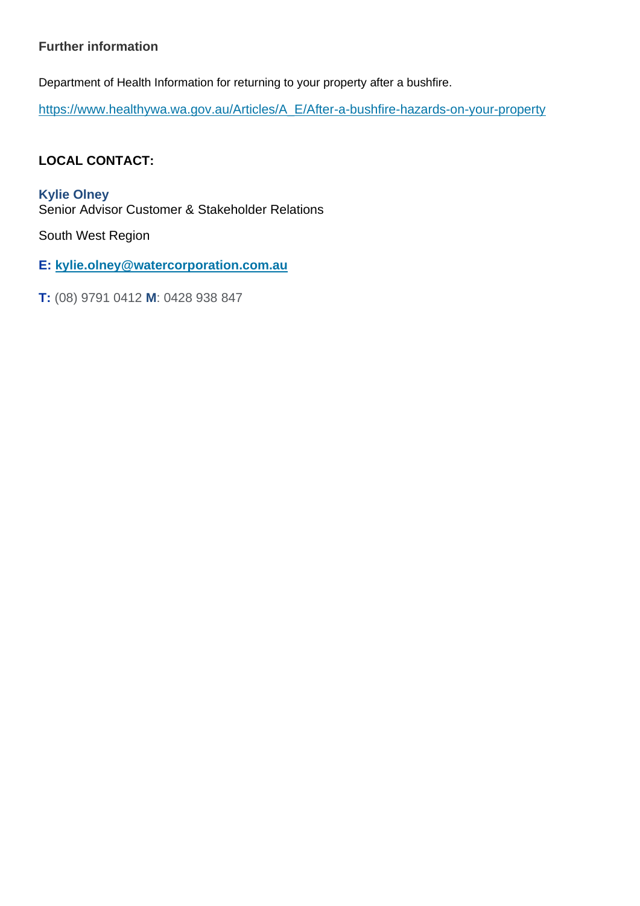**Further information**

Department of Health Information for returning to your property after a bushfire.

https://www.healthywa.wa.gov.au/Articles/A_E/After-a-bushfire-hazards-on-your-property

**LOCAL CONTACT:**

**Kylie Olney**
Senior Advisor Customer & Stakeholder Relations

South West Region

**E: kylie.olney@watercorporation.com.au**

**T:** (08) 9791 0412 **M**: 0428 938 847